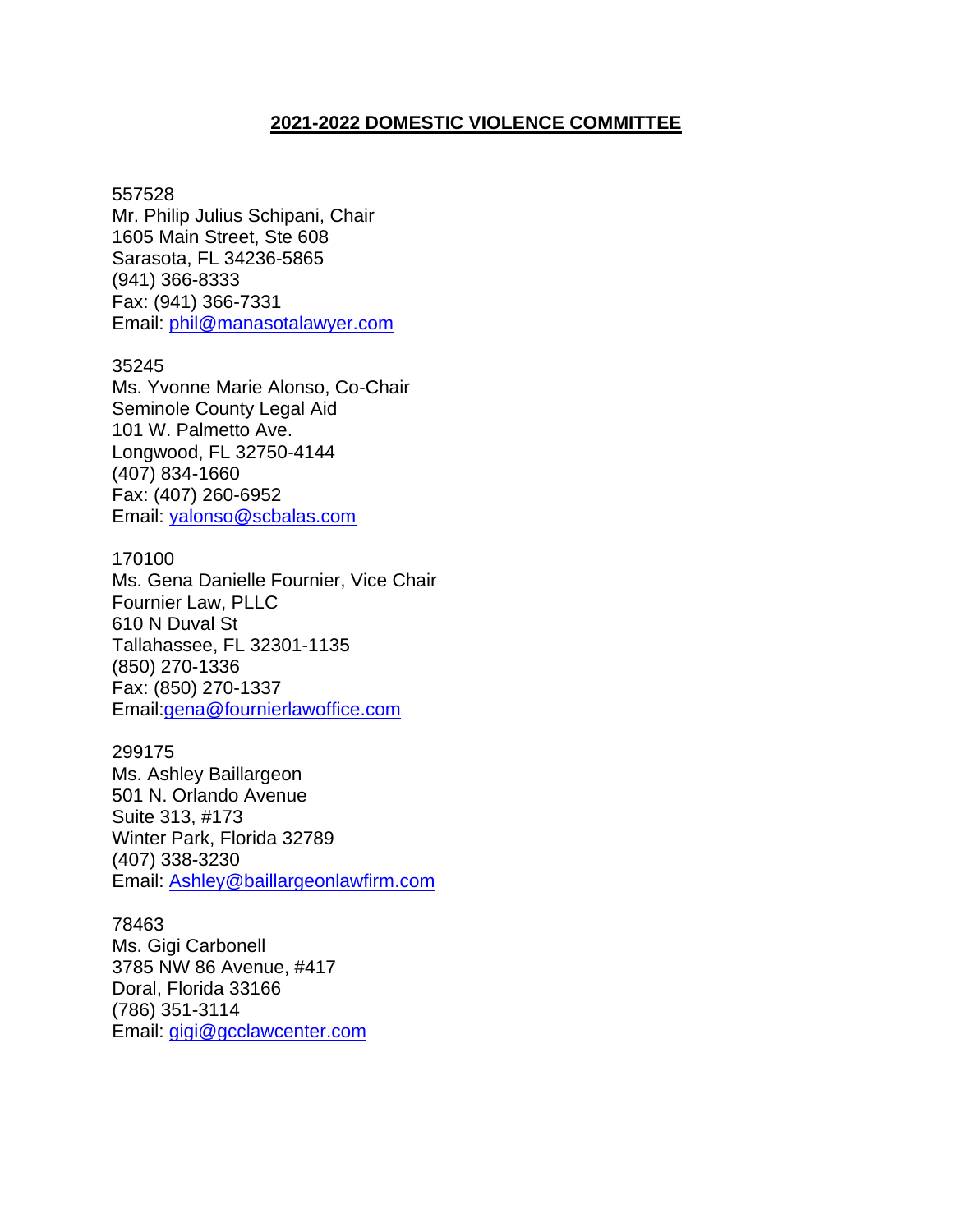# **2021-2022 DOMESTIC VIOLENCE COMMITTEE**

557528
Mr. Philip Julius Schipani, Chair
1605 Main Street, Ste 608
Sarasota, FL 34236-5865
(941) 366-8333
Fax: (941) 366-7331
Email: phil@manasotalawyer.com

35245
Ms. Yvonne Marie Alonso, Co-Chair
Seminole County Legal Aid
101 W. Palmetto Ave.
Longwood, FL 32750-4144
(407) 834-1660
Fax: (407) 260-6952
Email: yalonso@scbalas.com

170100
Ms. Gena Danielle Fournier, Vice Chair
Fournier Law, PLLC
610 N Duval St
Tallahassee, FL 32301-1135
(850) 270-1336
Fax: (850) 270-1337
Email:gena@fournierlawoffice.com

299175
Ms. Ashley Baillargeon
501 N. Orlando Avenue
Suite 313, #173
Winter Park, Florida 32789
(407) 338-3230
Email: Ashley@baillargeonlawfirm.com

78463
Ms. Gigi Carbonell
3785 NW 86 Avenue, #417
Doral, Florida 33166
(786) 351-3114
Email: gigi@gcclawcenter.com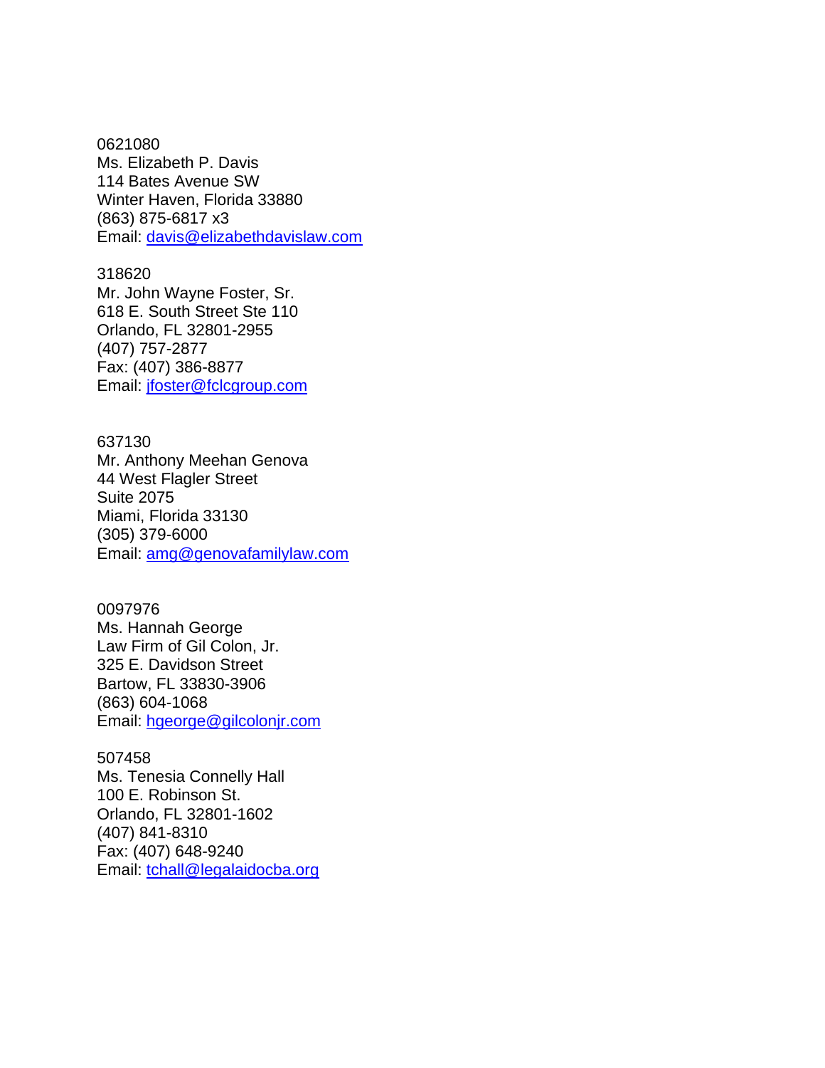0621080
Ms. Elizabeth P. Davis
114 Bates Avenue SW
Winter Haven, Florida 33880
(863) 875-6817 x3
Email: davis@elizabethdavislaw.com

318620
Mr. John Wayne Foster, Sr.
618 E. South Street Ste 110
Orlando, FL 32801-2955
(407) 757-2877
Fax: (407) 386-8877
Email: jfoster@fclcgroup.com

637130
Mr. Anthony Meehan Genova
44 West Flagler Street
Suite 2075
Miami, Florida 33130
(305) 379-6000
Email: amg@genovafamilylaw.com

0097976
Ms. Hannah George
Law Firm of Gil Colon, Jr.
325 E. Davidson Street
Bartow, FL 33830-3906
(863) 604-1068
Email: hgeorge@gilcolonjr.com

507458
Ms. Tenesia Connelly Hall
100 E. Robinson St.
Orlando, FL 32801-1602
(407) 841-8310
Fax: (407) 648-9240
Email: tchall@legalaidocba.org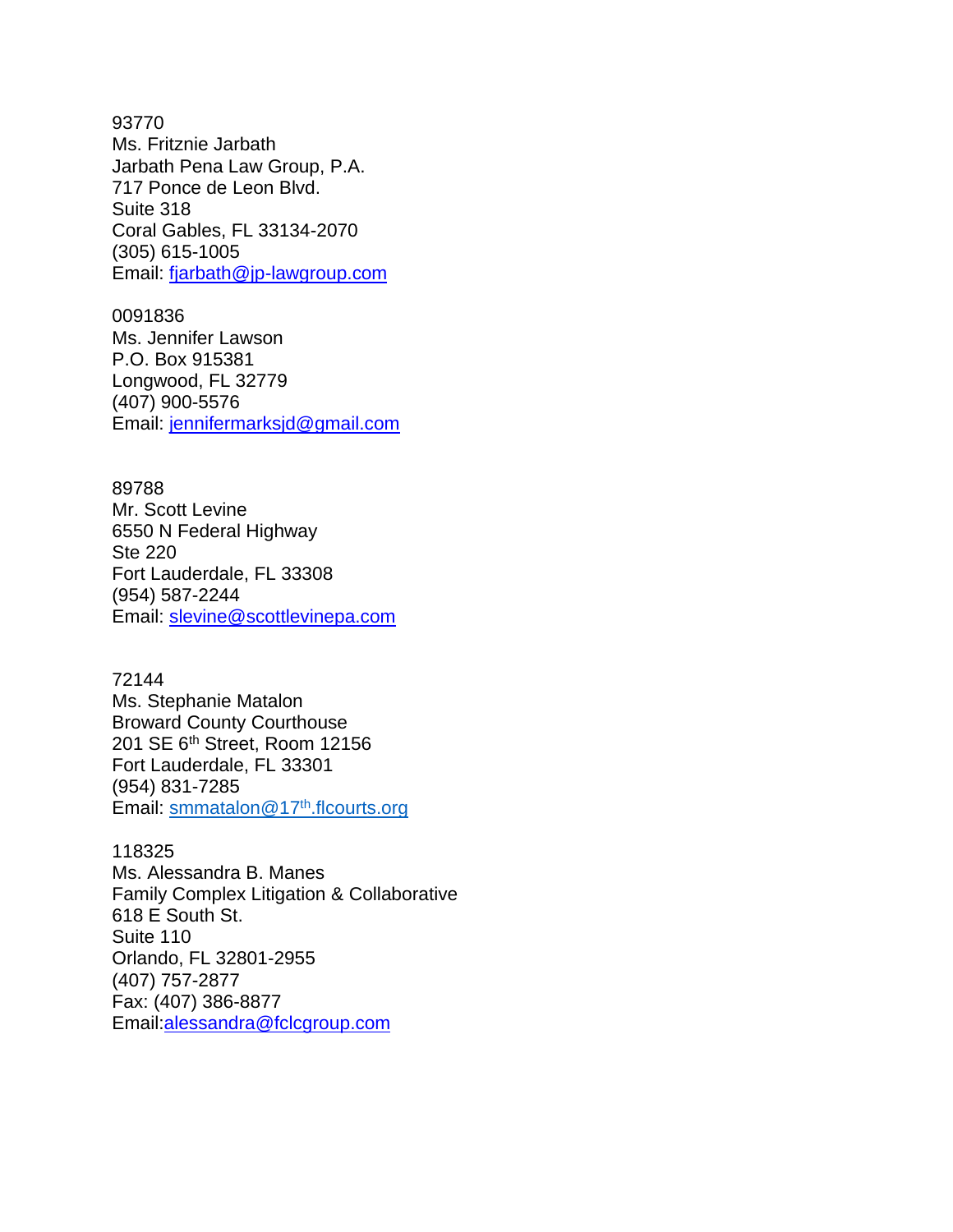93770
Ms. Fritznie Jarbath
Jarbath Pena Law Group, P.A.
717 Ponce de Leon Blvd.
Suite 318
Coral Gables, FL 33134-2070
(305) 615-1005
Email: fjarbath@jp-lawgroup.com

0091836
Ms. Jennifer Lawson
P.O. Box 915381
Longwood, FL 32779
(407) 900-5576
Email: jennifermarksjd@gmail.com

89788
Mr. Scott Levine
6550 N Federal Highway
Ste 220
Fort Lauderdale, FL 33308
(954) 587-2244
Email: slevine@scottlevinepa.com

72144
Ms. Stephanie Matalon
Broward County Courthouse
201 SE 6th Street, Room 12156
Fort Lauderdale, FL 33301
(954) 831-7285
Email: smmatalon@17th.flcourts.org

118325
Ms. Alessandra B. Manes
Family Complex Litigation & Collaborative
618 E South St.
Suite 110
Orlando, FL 32801-2955
(407) 757-2877
Fax: (407) 386-8877
Email:alessandra@fclcgroup.com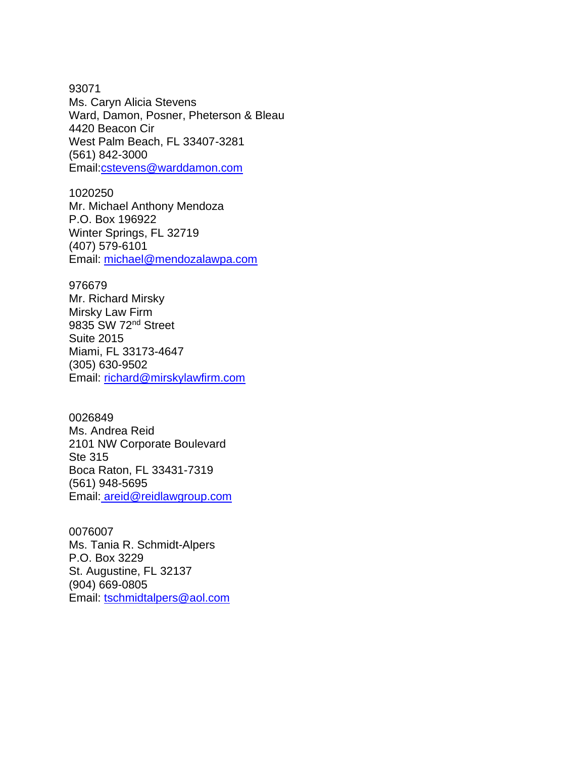93071
Ms. Caryn Alicia Stevens
Ward, Damon, Posner, Pheterson & Bleau
4420 Beacon Cir
West Palm Beach, FL 33407-3281
(561) 842-3000
Email:cstevens@warddamon.com

1020250
Mr. Michael Anthony Mendoza
P.O. Box 196922
Winter Springs, FL 32719
(407) 579-6101
Email: michael@mendozalawpa.com

976679
Mr. Richard Mirsky
Mirsky Law Firm
9835 SW 72nd Street
Suite 2015
Miami, FL 33173-4647
(305) 630-9502
Email: richard@mirskylawfirm.com

0026849
Ms. Andrea Reid
2101 NW Corporate Boulevard
Ste 315
Boca Raton, FL 33431-7319
(561) 948-5695
Email: areid@reidlawgroup.com

0076007
Ms. Tania R. Schmidt-Alpers
P.O. Box 3229
St. Augustine, FL 32137
(904) 669-0805
Email: tschmidtalpers@aol.com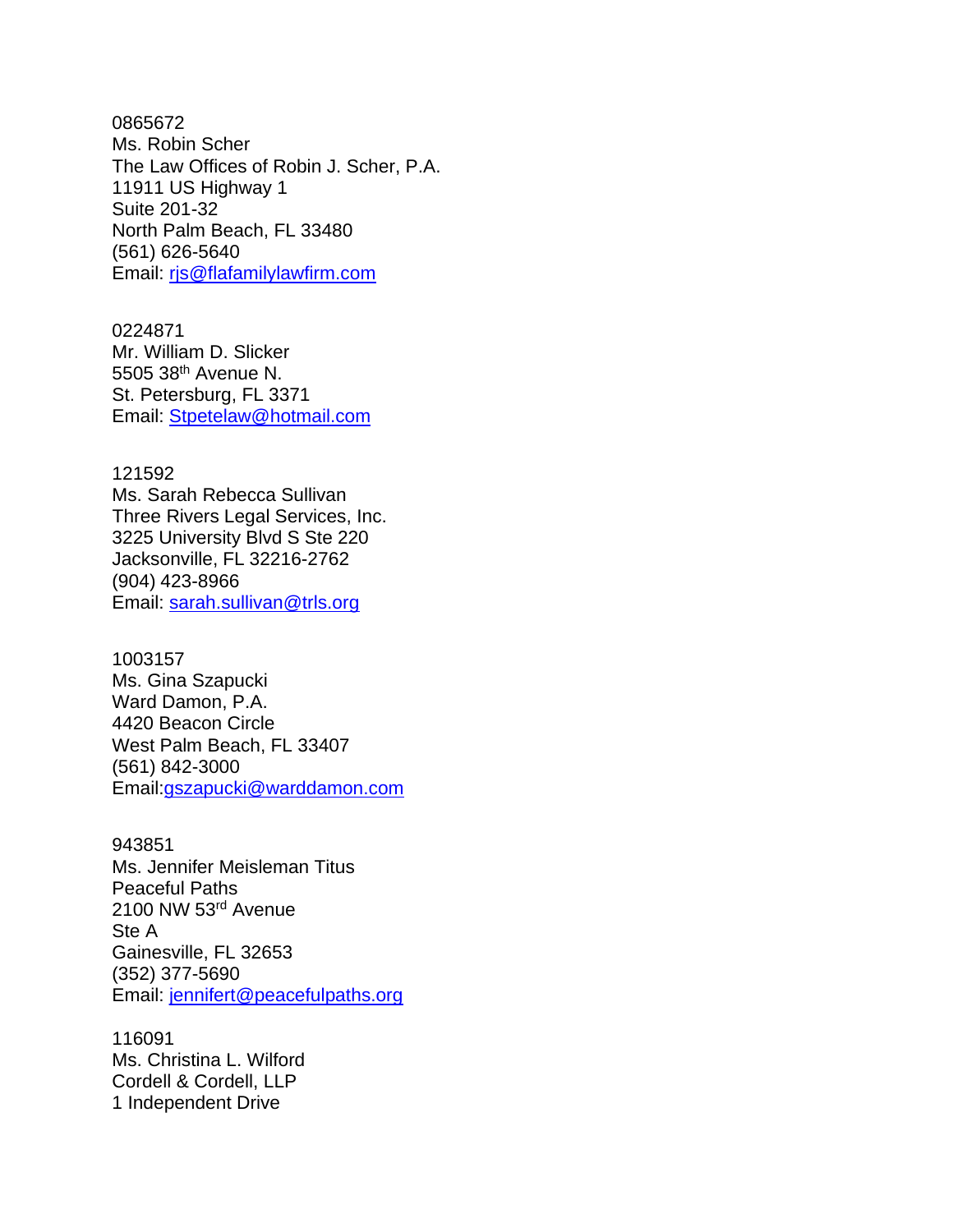0865672
Ms. Robin Scher
The Law Offices of Robin J. Scher, P.A.
11911 US Highway 1
Suite 201-32
North Palm Beach, FL 33480
(561) 626-5640
Email: rjs@flafamilylawfirm.com

0224871
Mr. William D. Slicker
5505 38th Avenue N.
St. Petersburg, FL 3371
Email: Stpetelaw@hotmail.com

121592
Ms. Sarah Rebecca Sullivan
Three Rivers Legal Services, Inc.
3225 University Blvd S Ste 220
Jacksonville, FL 32216-2762
(904) 423-8966
Email: sarah.sullivan@trls.org

1003157
Ms. Gina Szapucki
Ward Damon, P.A.
4420 Beacon Circle
West Palm Beach, FL 33407
(561) 842-3000
Email:gszapucki@warddamon.com

943851
Ms. Jennifer Meisleman Titus
Peaceful Paths
2100 NW 53rd Avenue
Ste A
Gainesville, FL 32653
(352) 377-5690
Email: jennifert@peacefulpaths.org

116091
Ms. Christina L. Wilford
Cordell & Cordell, LLP
1 Independent Drive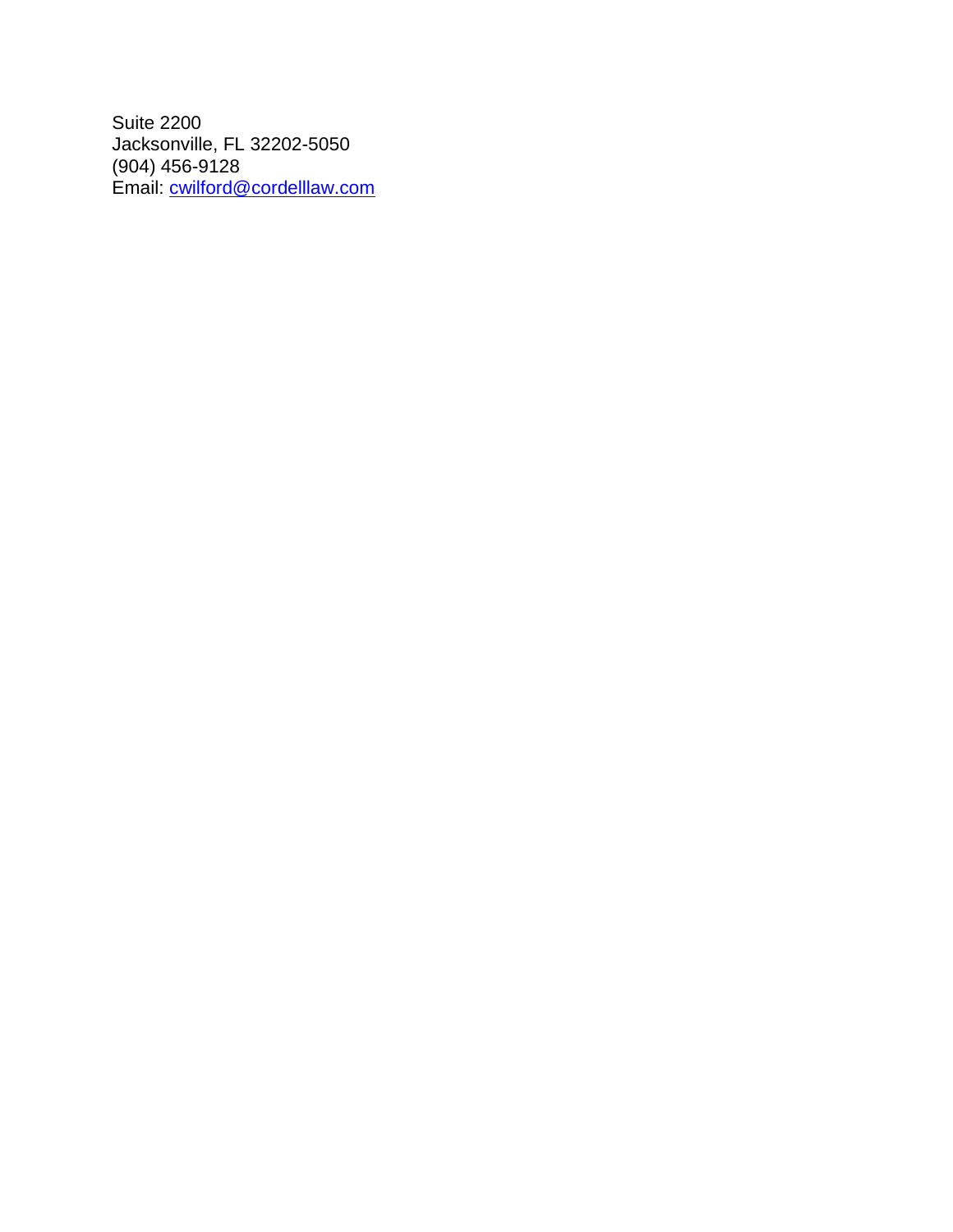Suite 2200
Jacksonville, FL 32202-5050
(904) 456-9128
Email: [cwilford@cordelllaw.com](mailto:cwilford@cordelllaw.com)